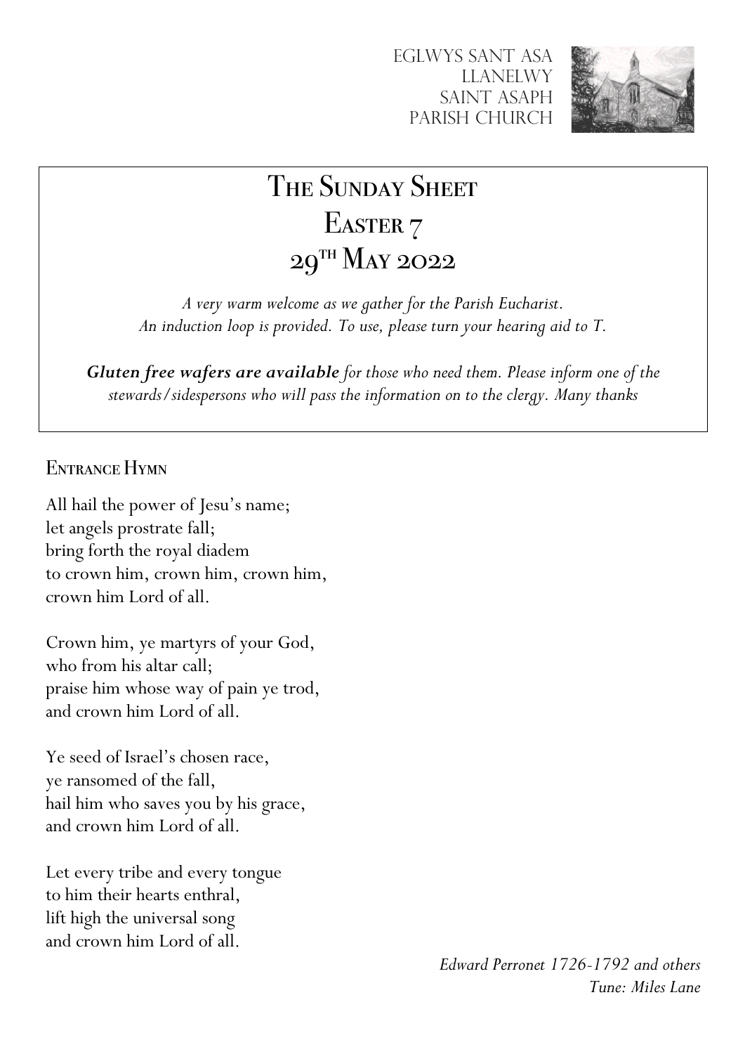Eglwys Sant Asa
Llanelwy
Saint Asaph
Parish Church

# The Sunday Sheet
# Easter 7
# 29th May 2022

*A very warm welcome as we gather for the Parish Eucharist.*
*An induction loop is provided. To use, please turn your hearing aid to T.*

***Gluten free wafers are available*** *for those who need them. Please inform one of the stewards/sidespersons who will pass the information on to the clergy. Many thanks*

## Entrance Hymn

All hail the power of Jesu's name;
let angels prostrate fall;
bring forth the royal diadem
to crown him, crown him, crown him,
crown him Lord of all.

Crown him, ye martyrs of your God,
who from his altar call;
praise him whose way of pain ye trod,
and crown him Lord of all.

Ye seed of Israel's chosen race,
ye ransomed of the fall,
hail him who saves you by his grace,
and crown him Lord of all.

Let every tribe and every tongue
to him their hearts enthral,
lift high the universal song
and crown him Lord of all.

*Edward Perronet 1726-1792 and others*
*Tune: Miles Lane*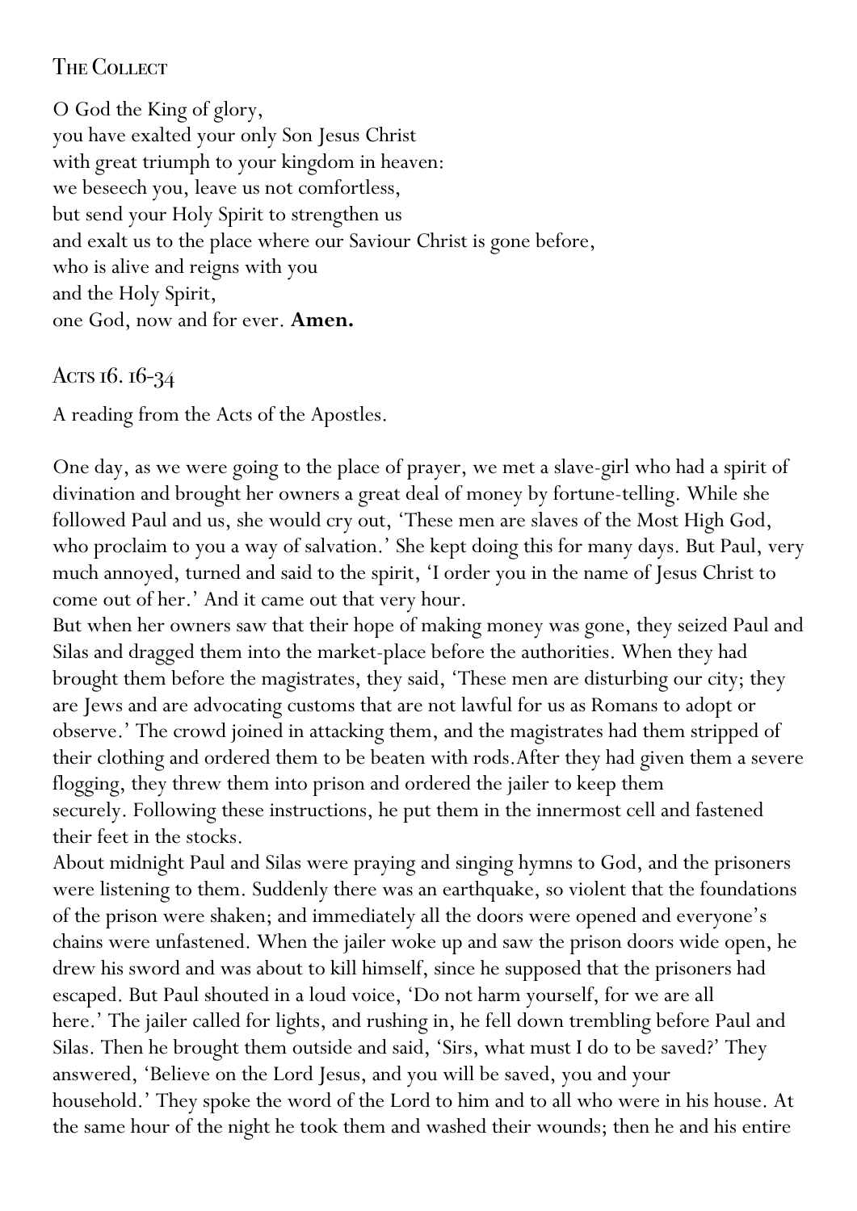## The Collect

O God the King of glory,
you have exalted your only Son Jesus Christ
with great triumph to your kingdom in heaven:
we beseech you, leave us not comfortless,
but send your Holy Spirit to strengthen us
and exalt us to the place where our Saviour Christ is gone before,
who is alive and reigns with you
and the Holy Spirit,
one God, now and for ever. **Amen.**

## Acts 16. 16-34

A reading from the Acts of the Apostles.

One day, as we were going to the place of prayer, we met a slave-girl who had a spirit of divination and brought her owners a great deal of money by fortune-telling. While she followed Paul and us, she would cry out, 'These men are slaves of the Most High God, who proclaim to you a way of salvation.' She kept doing this for many days. But Paul, very much annoyed, turned and said to the spirit, 'I order you in the name of Jesus Christ to come out of her.' And it came out that very hour.

But when her owners saw that their hope of making money was gone, they seized Paul and Silas and dragged them into the market-place before the authorities. When they had brought them before the magistrates, they said, 'These men are disturbing our city; they are Jews and are advocating customs that are not lawful for us as Romans to adopt or observe.' The crowd joined in attacking them, and the magistrates had them stripped of their clothing and ordered them to be beaten with rods.After they had given them a severe flogging, they threw them into prison and ordered the jailer to keep them securely. Following these instructions, he put them in the innermost cell and fastened their feet in the stocks.

About midnight Paul and Silas were praying and singing hymns to God, and the prisoners were listening to them. Suddenly there was an earthquake, so violent that the foundations of the prison were shaken; and immediately all the doors were opened and everyone's chains were unfastened. When the jailer woke up and saw the prison doors wide open, he drew his sword and was about to kill himself, since he supposed that the prisoners had escaped. But Paul shouted in a loud voice, 'Do not harm yourself, for we are all here.' The jailer called for lights, and rushing in, he fell down trembling before Paul and Silas. Then he brought them outside and said, 'Sirs, what must I do to be saved?' They answered, 'Believe on the Lord Jesus, and you will be saved, you and your household.' They spoke the word of the Lord to him and to all who were in his house. At the same hour of the night he took them and washed their wounds; then he and his entire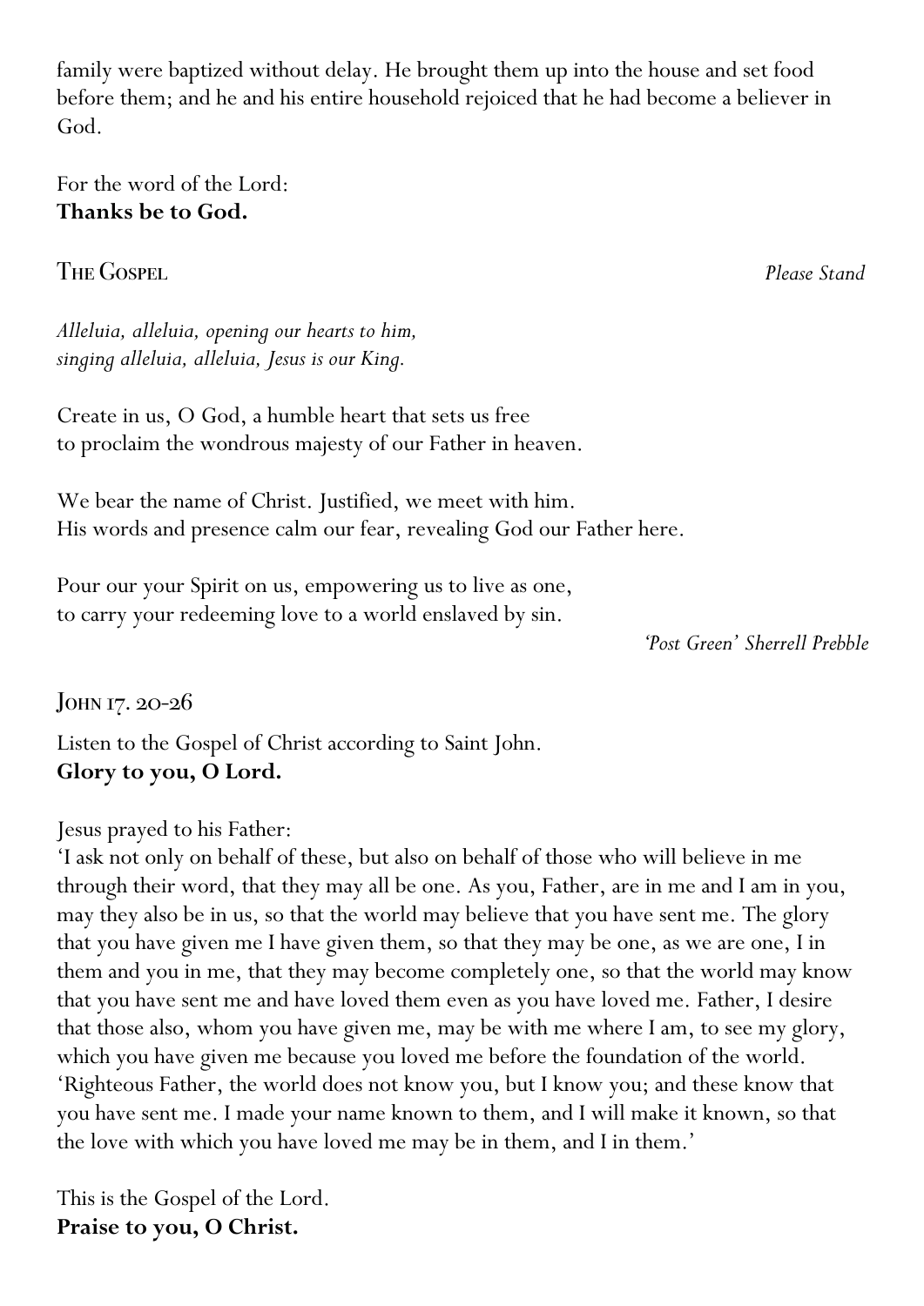family were baptized without delay. He brought them up into the house and set food before them; and he and his entire household rejoiced that he had become a believer in God.

For the word of the Lord:
**Thanks be to God.**

## The Gospel *Please Stand*

*Alleluia, alleluia, opening our hearts to him,*
*singing alleluia, alleluia, Jesus is our King.*

Create in us, O God, a humble heart that sets us free
to proclaim the wondrous majesty of our Father in heaven.

We bear the name of Christ. Justified, we meet with him.
His words and presence calm our fear, revealing God our Father here.

Pour our your Spirit on us, empowering us to live as one,
to carry your redeeming love to a world enslaved by sin.

*'Post Green' Sherrell Prebble*

## John 17. 20-26

Listen to the Gospel of Christ according to Saint John.
**Glory to you, O Lord.**

Jesus prayed to his Father:
'I ask not only on behalf of these, but also on behalf of those who will believe in me through their word, that they may all be one. As you, Father, are in me and I am in you, may they also be in us, so that the world may believe that you have sent me. The glory that you have given me I have given them, so that they may be one, as we are one, I in them and you in me, that they may become completely one, so that the world may know that you have sent me and have loved them even as you have loved me. Father, I desire that those also, whom you have given me, may be with me where I am, to see my glory, which you have given me because you loved me before the foundation of the world. 'Righteous Father, the world does not know you, but I know you; and these know that you have sent me. I made your name known to them, and I will make it known, so that the love with which you have loved me may be in them, and I in them.'

This is the Gospel of the Lord.
**Praise to you, O Christ.**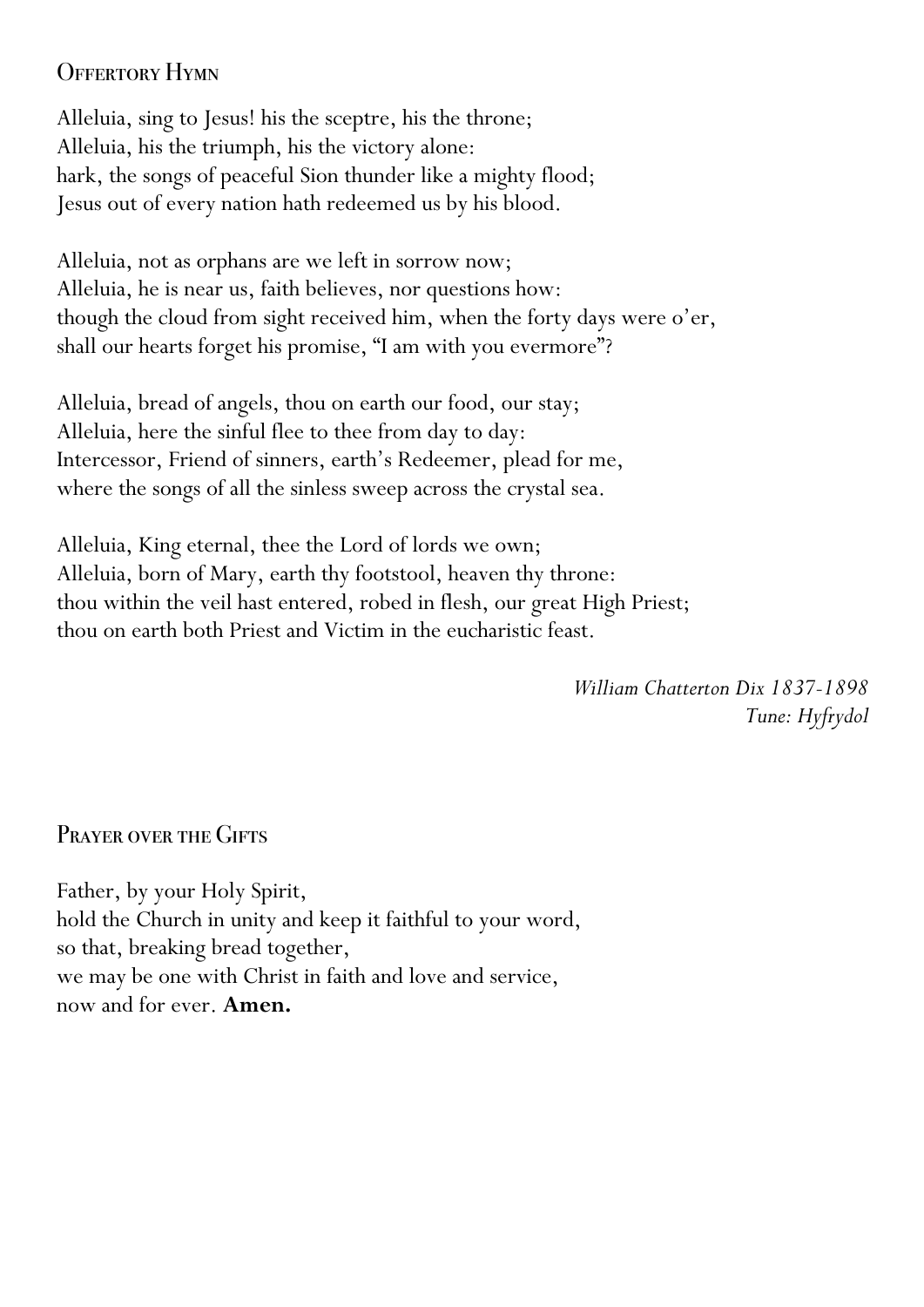## Offertory Hymn

Alleluia, sing to Jesus! his the sceptre, his the throne;
Alleluia, his the triumph, his the victory alone:
hark, the songs of peaceful Sion thunder like a mighty flood;
Jesus out of every nation hath redeemed us by his blood.

Alleluia, not as orphans are we left in sorrow now;
Alleluia, he is near us, faith believes, nor questions how:
though the cloud from sight received him, when the forty days were o'er,
shall our hearts forget his promise, "I am with you evermore"?

Alleluia, bread of angels, thou on earth our food, our stay;
Alleluia, here the sinful flee to thee from day to day:
Intercessor, Friend of sinners, earth's Redeemer, plead for me,
where the songs of all the sinless sweep across the crystal sea.

Alleluia, King eternal, thee the Lord of lords we own;
Alleluia, born of Mary, earth thy footstool, heaven thy throne:
thou within the veil hast entered, robed in flesh, our great High Priest;
thou on earth both Priest and Victim in the eucharistic feast.

*William Chatterton Dix 1837-1898*
*Tune: Hyfrydol*

## Prayer over the Gifts

Father, by your Holy Spirit,
hold the Church in unity and keep it faithful to your word,
so that, breaking bread together,
we may be one with Christ in faith and love and service,
now and for ever. **Amen.**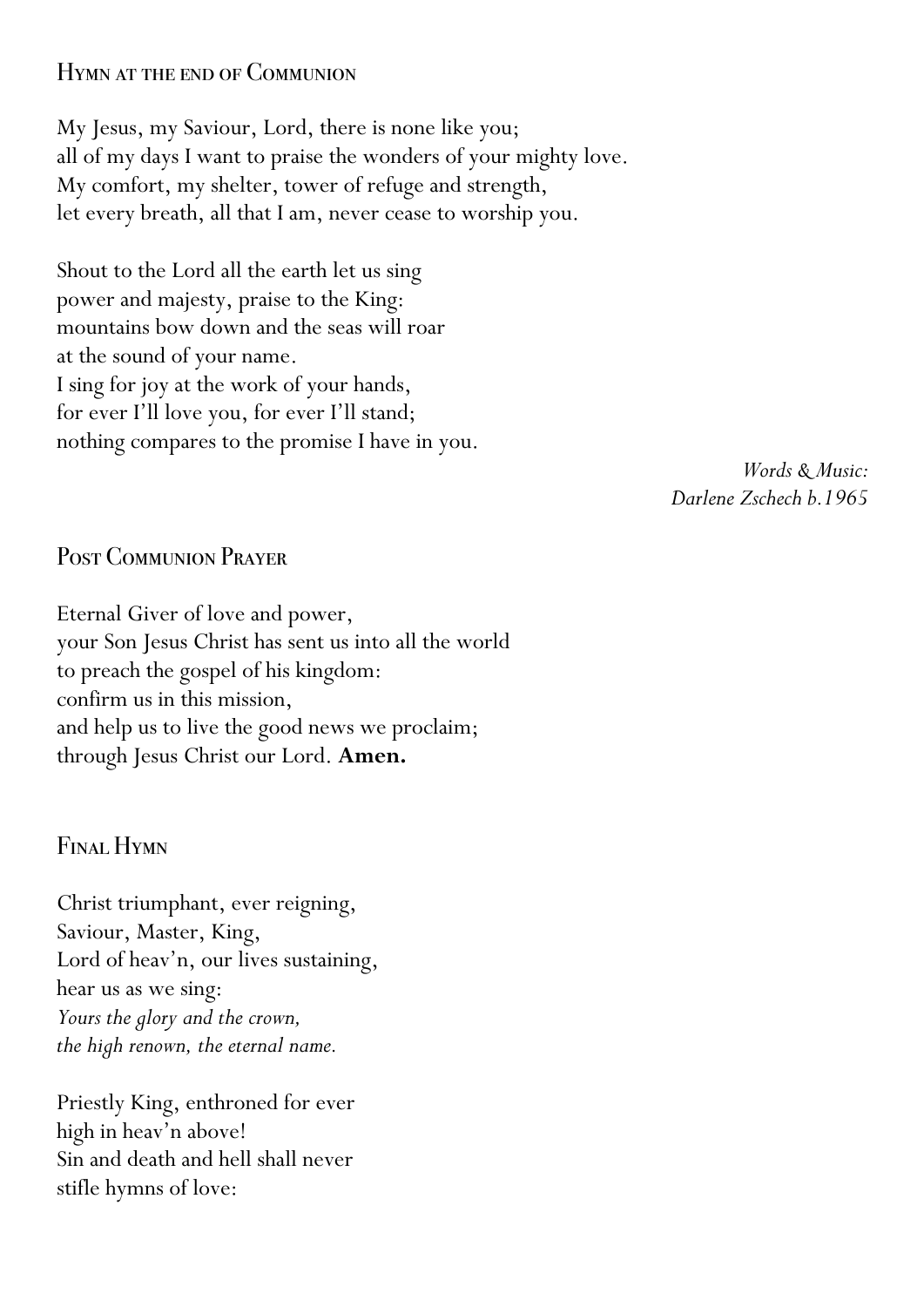## Hymn at the end of Communion

My Jesus, my Saviour, Lord, there is none like you;
all of my days I want to praise the wonders of your mighty love.
My comfort, my shelter, tower of refuge and strength,
let every breath, all that I am, never cease to worship you.

Shout to the Lord all the earth let us sing
power and majesty, praise to the King:
mountains bow down and the seas will roar
at the sound of your name.
I sing for joy at the work of your hands,
for ever I'll love you, for ever I'll stand;
nothing compares to the promise I have in you.

*Words & Music:*
*Darlene Zschech b.1965*

## Post Communion Prayer

Eternal Giver of love and power,
your Son Jesus Christ has sent us into all the world
to preach the gospel of his kingdom:
confirm us in this mission,
and help us to live the good news we proclaim;
through Jesus Christ our Lord. **Amen.**

## Final Hymn

Christ triumphant, ever reigning,
Saviour, Master, King,
Lord of heav'n, our lives sustaining,
hear us as we sing:
*Yours the glory and the crown,*
*the high renown, the eternal name.*

Priestly King, enthroned for ever
high in heav'n above!
Sin and death and hell shall never
stifle hymns of love: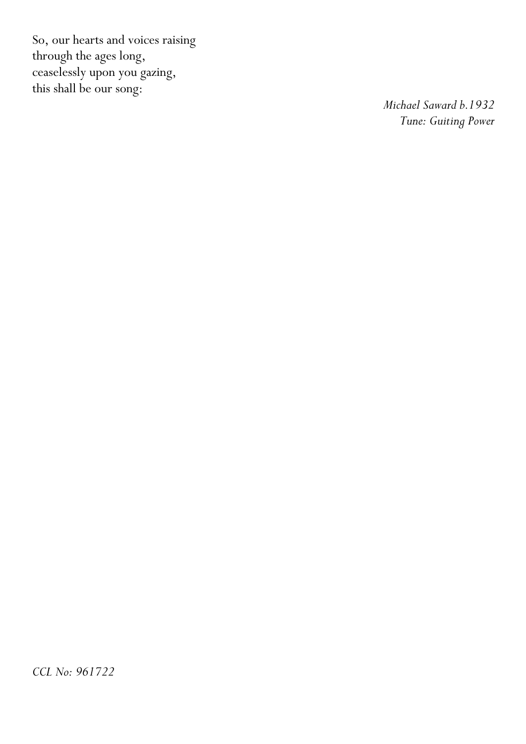So, our hearts and voices raising
through the ages long,
ceaselessly upon you gazing,
this shall be our song:

*Michael Saward b.1932*
*Tune: Guiting Power*

*CCL No: 961722*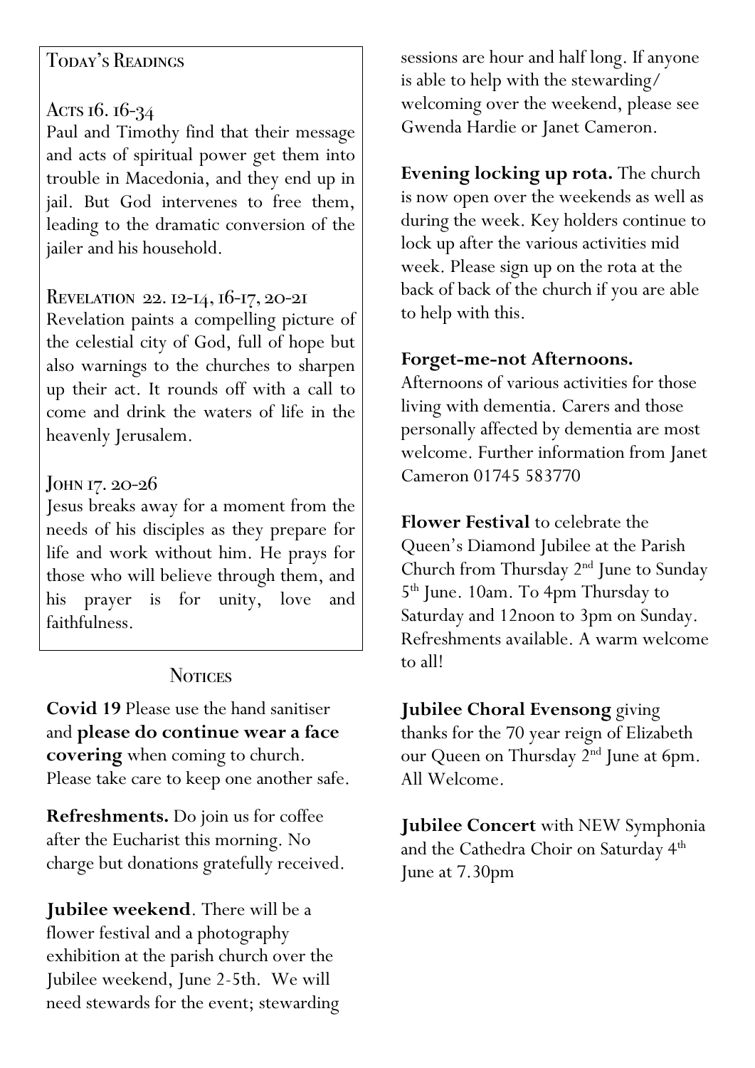## Today's Readings

### Acts 16. 16-34

Paul and Timothy find that their message and acts of spiritual power get them into trouble in Macedonia, and they end up in jail. But God intervenes to free them, leading to the dramatic conversion of the jailer and his household.

### Revelation 22. 12-14, 16-17, 20-21

Revelation paints a compelling picture of the celestial city of God, full of hope but also warnings to the churches to sharpen up their act. It rounds off with a call to come and drink the waters of life in the heavenly Jerusalem.

### John 17. 20-26

Jesus breaks away for a moment from the needs of his disciples as they prepare for life and work without him. He prays for those who will believe through them, and his prayer is for unity, love and faithfulness.

## Notices

**Covid 19** Please use the hand sanitiser and **please do continue wear a face covering** when coming to church. Please take care to keep one another safe.

**Refreshments.** Do join us for coffee after the Eucharist this morning. No charge but donations gratefully received.

**Jubilee weekend**. There will be a flower festival and a photography exhibition at the parish church over the Jubilee weekend, June 2-5th. We will need stewards for the event; stewarding sessions are hour and half long. If anyone is able to help with the stewarding/ welcoming over the weekend, please see Gwenda Hardie or Janet Cameron.

**Evening locking up rota.** The church is now open over the weekends as well as during the week. Key holders continue to lock up after the various activities mid week. Please sign up on the rota at the back of back of the church if you are able to help with this.

**Forget-me-not Afternoons.**
Afternoons of various activities for those living with dementia. Carers and those personally affected by dementia are most welcome. Further information from Janet Cameron 01745 583770

**Flower Festival** to celebrate the Queen's Diamond Jubilee at the Parish Church from Thursday 2nd June to Sunday 5th June. 10am. To 4pm Thursday to Saturday and 12noon to 3pm on Sunday. Refreshments available. A warm welcome to all!

**Jubilee Choral Evensong** giving thanks for the 70 year reign of Elizabeth our Queen on Thursday 2nd June at 6pm. All Welcome.

**Jubilee Concert** with NEW Symphonia and the Cathedra Choir on Saturday 4th June at 7.30pm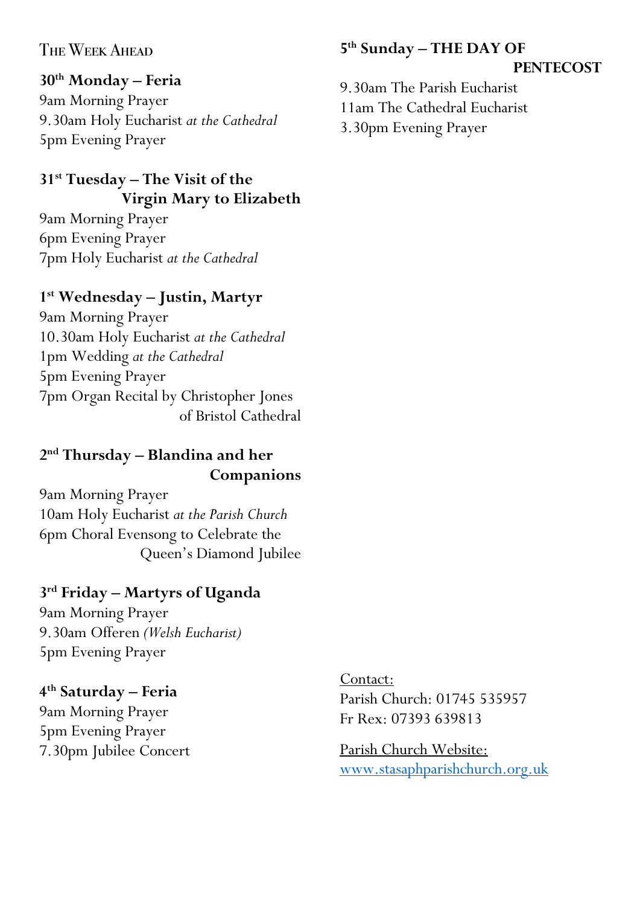## The Week Ahead

### 30th Monday – Feria

9am Morning Prayer
9.30am Holy Eucharist *at the Cathedral*
5pm Evening Prayer

### 31st Tuesday – The Visit of the Virgin Mary to Elizabeth

9am Morning Prayer
6pm Evening Prayer
7pm Holy Eucharist *at the Cathedral*

### 1st Wednesday – Justin, Martyr

9am Morning Prayer
10.30am Holy Eucharist *at the Cathedral*
1pm Wedding *at the Cathedral*
5pm Evening Prayer
7pm Organ Recital by Christopher Jones of Bristol Cathedral

### 2nd Thursday – Blandina and her Companions

9am Morning Prayer
10am Holy Eucharist *at the Parish Church*
6pm Choral Evensong to Celebrate the Queen's Diamond Jubilee

### 3rd Friday – Martyrs of Uganda

9am Morning Prayer
9.30am Offeren *(Welsh Eucharist)*
5pm Evening Prayer

### 4th Saturday – Feria

9am Morning Prayer
5pm Evening Prayer
7.30pm Jubilee Concert

### 5th Sunday – THE DAY OF PENTECOST

9.30am The Parish Eucharist
11am The Cathedral Eucharist
3.30pm Evening Prayer

Contact:
Parish Church: 01745 535957
Fr Rex: 07393 639813

Parish Church Website:
[www.stasaphparishchurch.org.uk](http://www.stasaphparishchurch.org.uk)